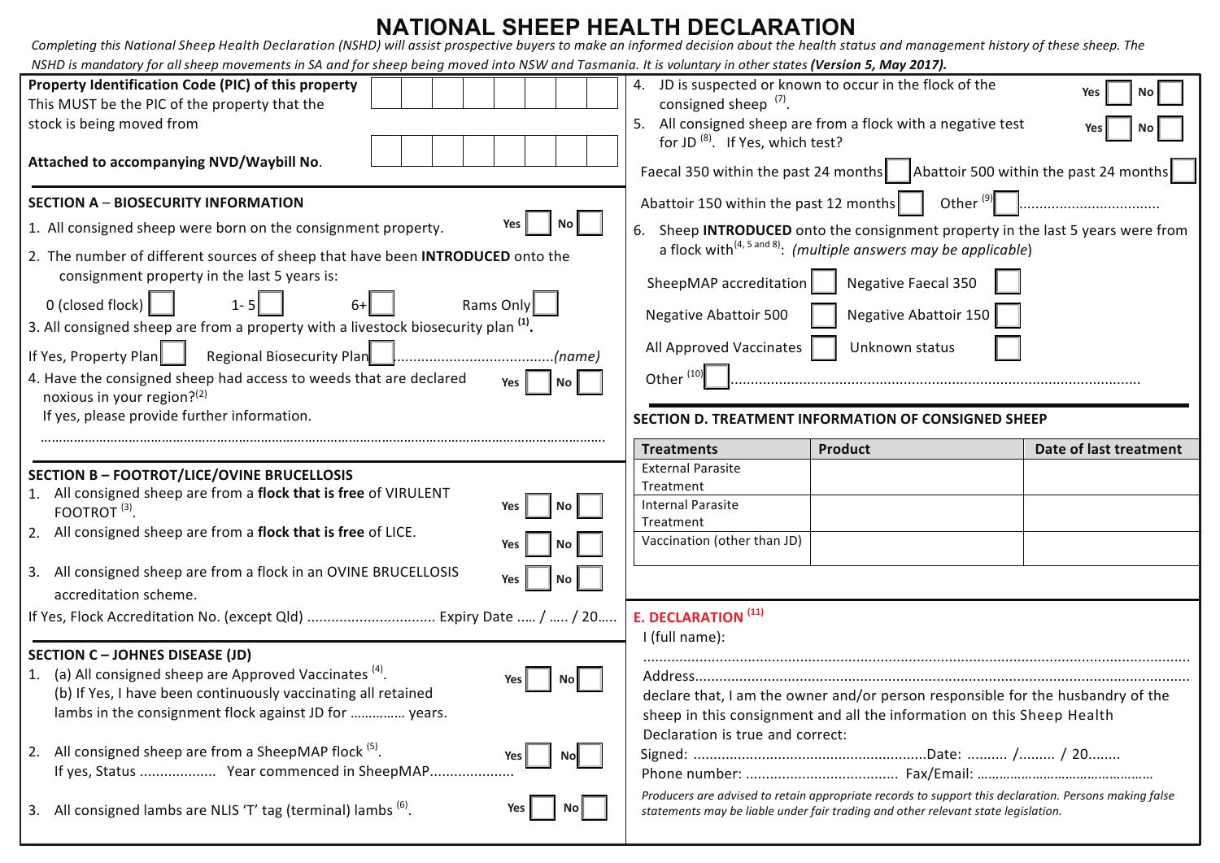# NATIONAL SHEEP HEALTH DECLARATION

*Completing this National Sheep Health Declaration (NSHD) will assist prospective buyers to make an informed decision about the health status and management history of these sheep. The NSHD is mandatory for all sheep movements in SA and for sheep being moved into NSW and Tasmania. It is voluntary in other states* ***(Version 5, May 2017).***

**Property Identification Code (PIC) of this property**
This MUST be the PIC of the property that the stock is being moved from

**Attached to accompanying NVD/Waybill No.**

## SECTION A – BIOSECURITY INFORMATION

1. All consigned sheep were born on the consignment property. Yes ☐ No ☐
2. The number of different sources of sheep that have been **INTRODUCED** onto the consignment property in the last 5 years is:

   0 (closed flock) ☐ 1- 5 ☐ 6+ ☐ Rams Only ☐
3. All consigned sheep are from a property with a livestock biosecurity plan [1].

   If Yes, Property Plan ☐ Regional Biosecurity Plan ☐ .......................................*(name)*
4. Have the consigned sheep had access to weeds that are declared noxious in your region?[2] Yes ☐ No ☐

   If yes, please provide further information.

   ………………………………………………………………………………………………………………………………

## SECTION B – FOOTROT/LICE/OVINE BRUCELLOSIS

1. All consigned sheep are from a **flock that is free** of VIRULENT FOOTROT [3]. Yes ☐ No ☐
2. All consigned sheep are from a **flock that is free** of LICE. Yes ☐ No ☐
3. All consigned sheep are from a flock in an OVINE BRUCELLOSIS accreditation scheme. Yes ☐ No ☐

If Yes, Flock Accreditation No. (except Qld) ............................... Expiry Date ..... / ..... / 20.....

## SECTION C – JOHNES DISEASE (JD)

1. (a) All consigned sheep are Approved Vaccinates [4]. Yes ☐ No ☐

   (b) If Yes, I have been continuously vaccinating all retained lambs in the consignment flock against JD for .............. years.
2. All consigned sheep are from a SheepMAP flock [5]. Yes ☐ No ☐

   If yes, Status .................. Year commenced in SheepMAP....................
3. All consigned lambs are NLIS 'T' tag (terminal) lambs [6]. Yes ☐ No ☐
4. JD is suspected or known to occur in the flock of the consigned sheep [7]. Yes ☐ No ☐
5. All consigned sheep are from a flock with a negative test for JD [8]. If Yes, which test? Yes ☐ No ☐

   Faecal 350 within the past 24 months ☐ Abattoir 500 within the past 24 months ☐

   Abattoir 150 within the past 12 months ☐ Other [9] ☐ ..................................
6. Sheep **INTRODUCED** onto the consignment property in the last 5 years were from a flock with[4, 5 and 8]: *(multiple answers may be applicable)*

   SheepMAP accreditation ☐ Negative Faecal 350 ☐

   Negative Abattoir 500 ☐ Negative Abattoir 150 ☐

   All Approved Vaccinates ☐ Unknown status ☐

   Other [10] ☐ .....................................................................................................

## SECTION D. TREATMENT INFORMATION OF CONSIGNED SHEEP

| Treatments | Product | Date of last treatment |
|---|---|---|
| External Parasite Treatment | | |
| Internal Parasite Treatment | | |
| Vaccination (other than JD) | | |

## E. DECLARATION [11]

I (full name):

.....................................................................................................................................

Address.........................................................................................................................

declare that, I am the owner and/or person responsible for the husbandry of the sheep in this consignment and all the information on this Sheep Health Declaration is true and correct:

Signed: .........................................................Date: .......... /......... / 20........

Phone number: ..................................... Fax/Email: ..............................................

*Producers are advised to retain appropriate records to support this declaration. Persons making false statements may be liable under fair trading and other relevant state legislation.*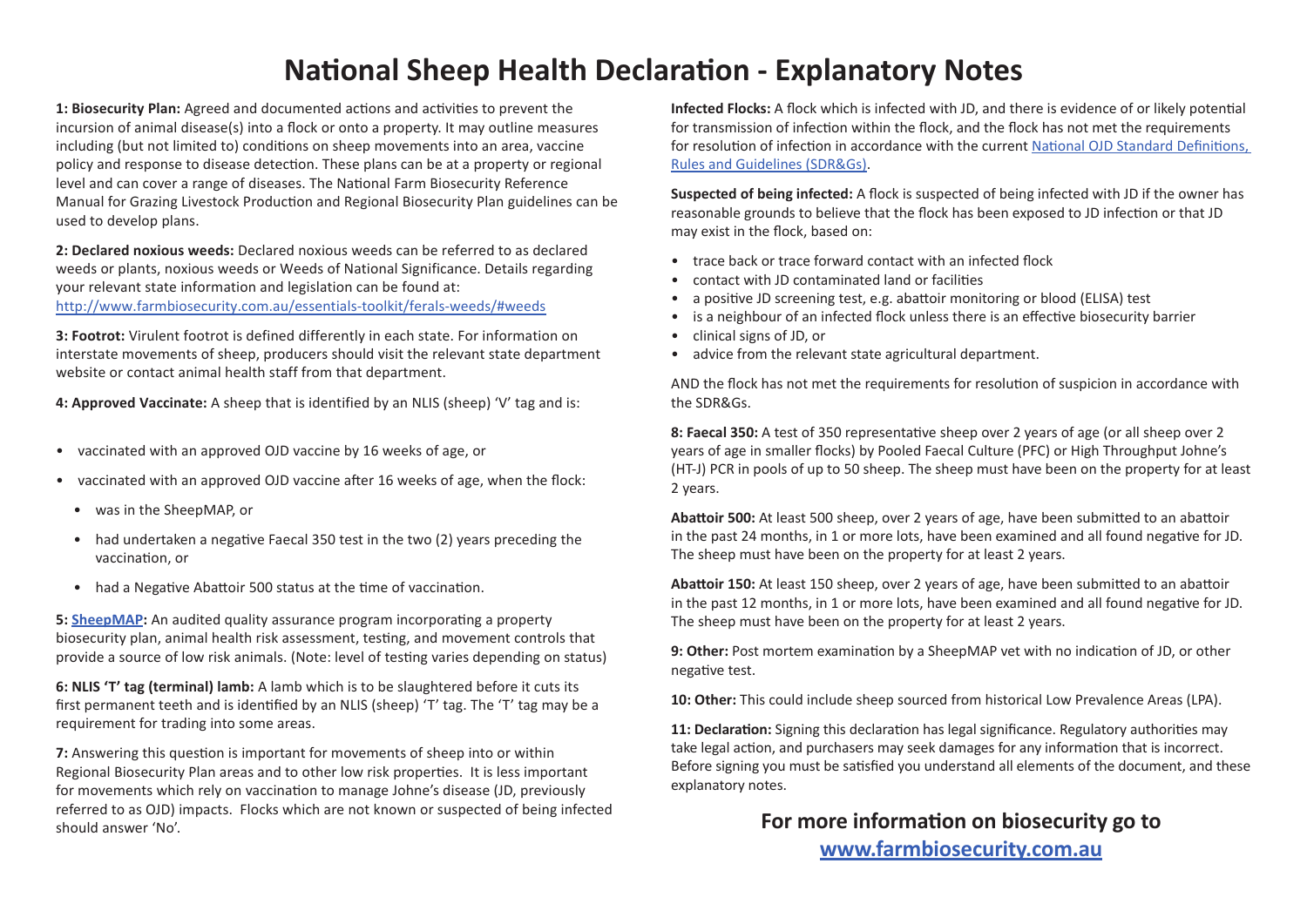# National Sheep Health Declaration - Explanatory Notes

**1: Biosecurity Plan:** Agreed and documented actions and activities to prevent the incursion of animal disease(s) into a flock or onto a property. It may outline measures including (but not limited to) conditions on sheep movements into an area, vaccine policy and response to disease detection. These plans can be at a property or regional level and can cover a range of diseases. The National Farm Biosecurity Reference Manual for Grazing Livestock Production and Regional Biosecurity Plan guidelines can be used to develop plans.

**2: Declared noxious weeds:** Declared noxious weeds can be referred to as declared weeds or plants, noxious weeds or Weeds of National Significance. Details regarding your relevant state information and legislation can be found at: [http://www.farmbiosecurity.com.au/essentials-toolkit/ferals-weeds/#weeds](http://www.farmbiosecurity.com.au/essentials-toolkit/ferals-weeds/#weeds)

**3: Footrot:** Virulent footrot is defined differently in each state. For information on interstate movements of sheep, producers should visit the relevant state department website or contact animal health staff from that department.

**4: Approved Vaccinate:** A sheep that is identified by an NLIS (sheep) 'V' tag and is:

- vaccinated with an approved OJD vaccine by 16 weeks of age, or
- vaccinated with an approved OJD vaccine after 16 weeks of age, when the flock:
  - was in the SheepMAP, or
  - had undertaken a negative Faecal 350 test in the two (2) years preceding the vaccination, or
  - had a Negative Abattoir 500 status at the time of vaccination.

**5: [SheepMAP](SheepMAP):** An audited quality assurance program incorporating a property biosecurity plan, animal health risk assessment, testing, and movement controls that provide a source of low risk animals. (Note: level of testing varies depending on status)

**6: NLIS 'T' tag (terminal) lamb:** A lamb which is to be slaughtered before it cuts its first permanent teeth and is identified by an NLIS (sheep) 'T' tag. The 'T' tag may be a requirement for trading into some areas.

**7:** Answering this question is important for movements of sheep into or within Regional Biosecurity Plan areas and to other low risk properties. It is less important for movements which rely on vaccination to manage Johne's disease (JD, previously referred to as OJD) impacts. Flocks which are not known or suspected of being infected should answer 'No'.

**Infected Flocks:** A flock which is infected with JD, and there is evidence of or likely potential for transmission of infection within the flock, and the flock has not met the requirements for resolution of infection in accordance with the current [National OJD Standard Definitions, Rules and Guidelines (SDR&Gs)](National OJD Standard Definitions, Rules and Guidelines (SDR&Gs)).

**Suspected of being infected:** A flock is suspected of being infected with JD if the owner has reasonable grounds to believe that the flock has been exposed to JD infection or that JD may exist in the flock, based on:

- trace back or trace forward contact with an infected flock
- contact with JD contaminated land or facilities
- a positive JD screening test, e.g. abattoir monitoring or blood (ELISA) test
- is a neighbour of an infected flock unless there is an effective biosecurity barrier
- clinical signs of JD, or
- advice from the relevant state agricultural department.

AND the flock has not met the requirements for resolution of suspicion in accordance with the SDR&Gs.

**8: Faecal 350:** A test of 350 representative sheep over 2 years of age (or all sheep over 2 years of age in smaller flocks) by Pooled Faecal Culture (PFC) or High Throughput Johne's (HT-J) PCR in pools of up to 50 sheep. The sheep must have been on the property for at least 2 years.

**Abattoir 500:** At least 500 sheep, over 2 years of age, have been submitted to an abattoir in the past 24 months, in 1 or more lots, have been examined and all found negative for JD. The sheep must have been on the property for at least 2 years.

**Abattoir 150:** At least 150 sheep, over 2 years of age, have been submitted to an abattoir in the past 12 months, in 1 or more lots, have been examined and all found negative for JD. The sheep must have been on the property for at least 2 years.

**9: Other:** Post mortem examination by a SheepMAP vet with no indication of JD, or other negative test.

**10: Other:** This could include sheep sourced from historical Low Prevalence Areas (LPA).

**11: Declaration:** Signing this declaration has legal significance. Regulatory authorities may take legal action, and purchasers may seek damages for any information that is incorrect. Before signing you must be satisfied you understand all elements of the document, and these explanatory notes.

## For more information on biosecurity go to [www.farmbiosecurity.com.au](www.farmbiosecurity.com.au)